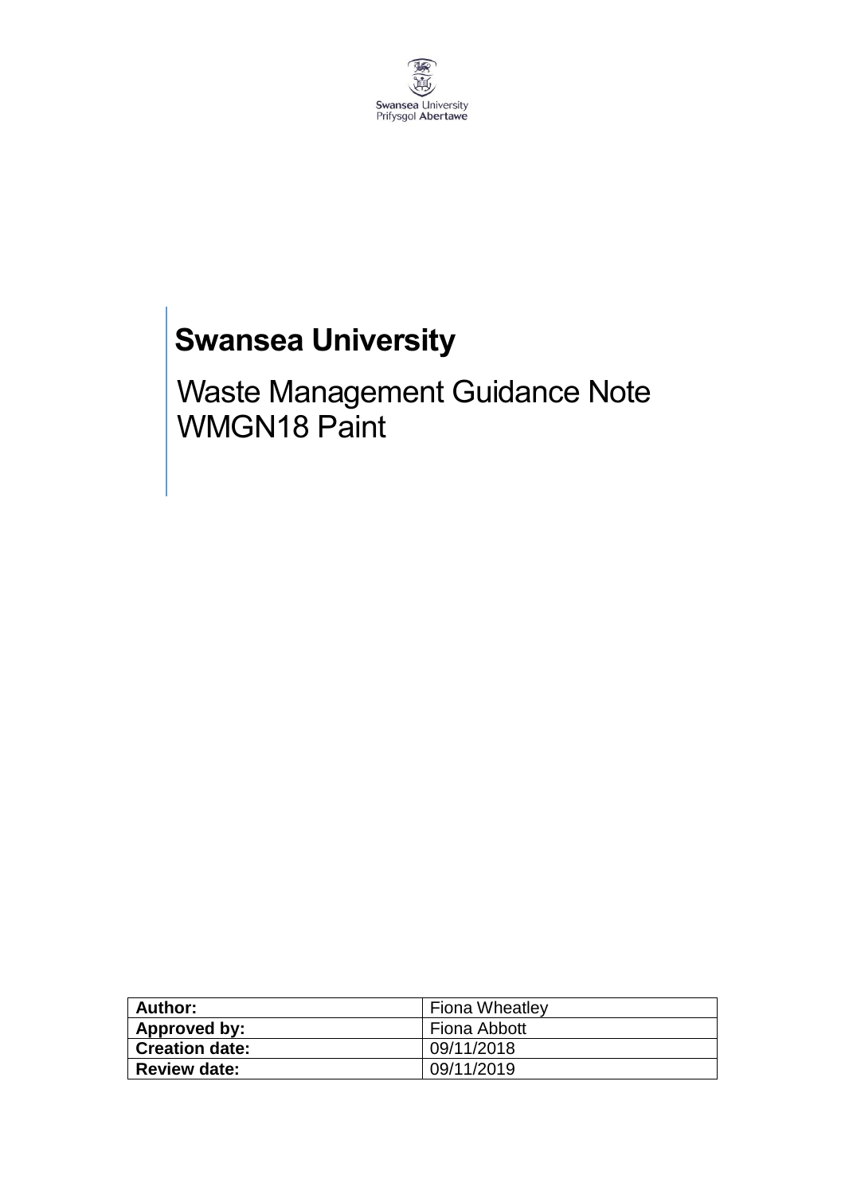Swansea University
Prifysgol Abertawe

# Swansea University

## Waste Management Guidance Note WMGN18 Paint

| **Author:** | Fiona Wheatley |
|---|---|
| **Approved by:** | Fiona Abbott |
| **Creation date:** | 09/11/2018 |
| **Review date:** | 09/11/2019 |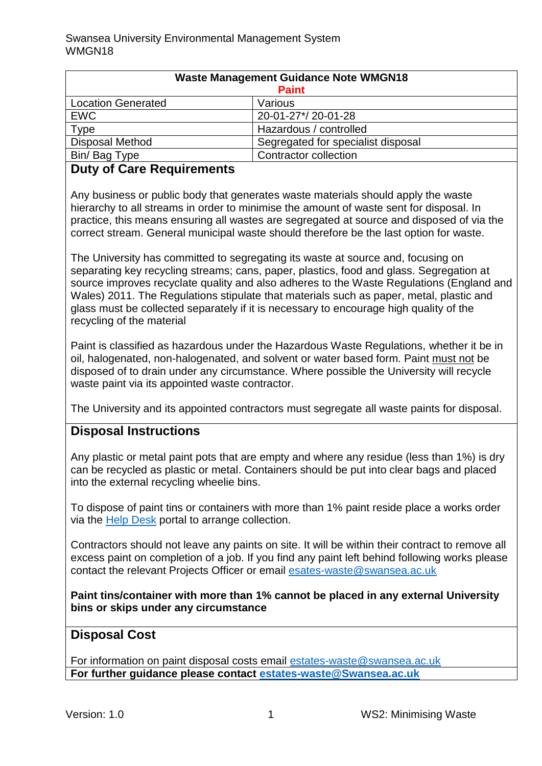| Waste Management Guidance Note WMGN18 Paint | |
|---|---|
| Location Generated | Various |
| EWC | 20-01-27*/ 20-01-28 |
| Type | Hazardous / controlled |
| Disposal Method | Segregated for specialist disposal |
| Bin/ Bag Type | Contractor collection |

## Duty of Care Requirements

Any business or public body that generates waste materials should apply the waste hierarchy to all streams in order to minimise the amount of waste sent for disposal. In practice, this means ensuring all wastes are segregated at source and disposed of via the correct stream. General municipal waste should therefore be the last option for waste.

The University has committed to segregating its waste at source and, focusing on separating key recycling streams; cans, paper, plastics, food and glass. Segregation at source improves recyclate quality and also adheres to the Waste Regulations (England and Wales) 2011. The Regulations stipulate that materials such as paper, metal, plastic and glass must be collected separately if it is necessary to encourage high quality of the recycling of the material

Paint is classified as hazardous under the Hazardous Waste Regulations, whether it be in oil, halogenated, non-halogenated, and solvent or water based form. Paint must not be disposed of to drain under any circumstance. Where possible the University will recycle waste paint via its appointed waste contractor.

The University and its appointed contractors must segregate all waste paints for disposal.

## Disposal Instructions

Any plastic or metal paint pots that are empty and where any residue (less than 1%) is dry can be recycled as plastic or metal. Containers should be put into clear bags and placed into the external recycling wheelie bins.

To dispose of paint tins or containers with more than 1% paint reside place a works order via the Help Desk portal to arrange collection.

Contractors should not leave any paints on site. It will be within their contract to remove all excess paint on completion of a job. If you find any paint left behind following works please contact the relevant Projects Officer or email esates-waste@swansea.ac.uk

**Paint tins/container with more than 1% cannot be placed in any external University bins or skips under any circumstance**

## Disposal Cost

For information on paint disposal costs email estates-waste@swansea.ac.uk

**For further guidance please contact estates-waste@Swansea.ac.uk**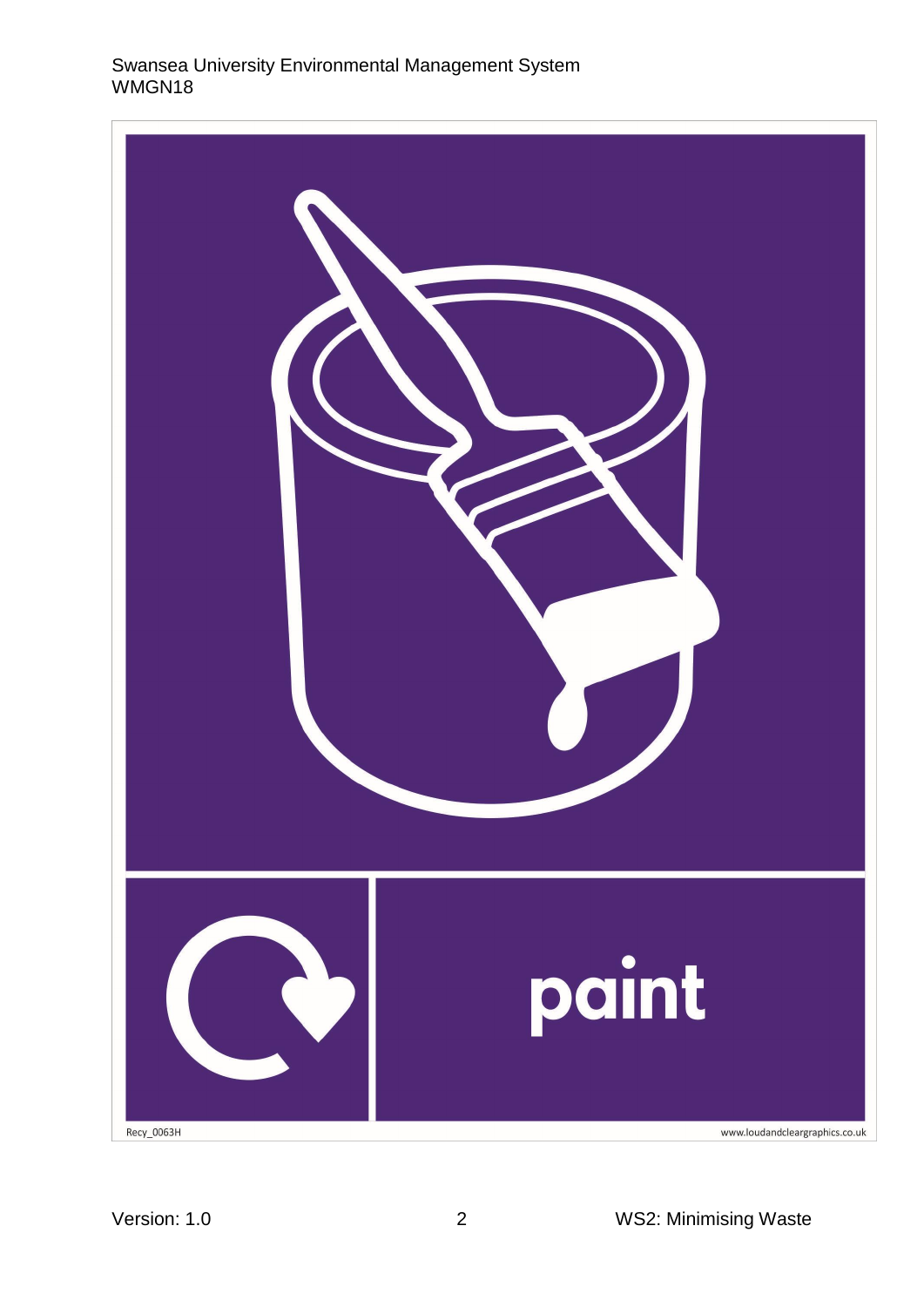paint

Recy_0063H

www.loudandcleargraphics.co.uk